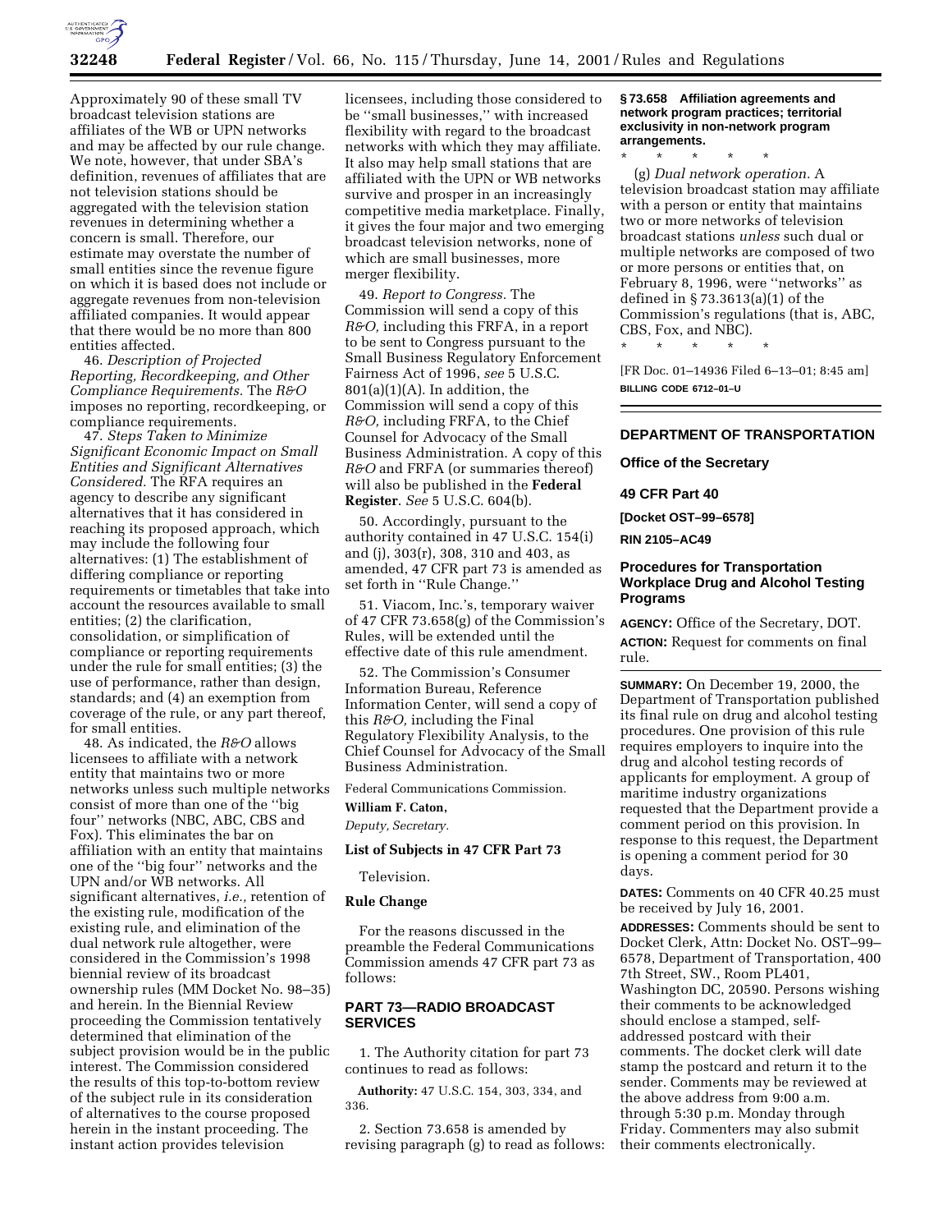Approximately 90 of these small TV broadcast television stations are affiliates of the WB or UPN networks and may be affected by our rule change. We note, however, that under SBA's definition, revenues of affiliates that are not television stations should be aggregated with the television station revenues in determining whether a concern is small. Therefore, our estimate may overstate the number of small entities since the revenue figure on which it is based does not include or aggregate revenues from non-television affiliated companies. It would appear that there would be no more than 800 entities affected.

46. *Description of Projected Reporting, Recordkeeping, and Other Compliance Requirements.* The *R&O* imposes no reporting, recordkeeping, or compliance requirements.

47. *Steps Taken to Minimize Significant Economic Impact on Small Entities and Significant Alternatives Considered.* The RFA requires an agency to describe any significant alternatives that it has considered in reaching its proposed approach, which may include the following four alternatives: (1) The establishment of differing compliance or reporting requirements or timetables that take into account the resources available to small entities; (2) the clarification, consolidation, or simplification of compliance or reporting requirements under the rule for small entities; (3) the use of performance, rather than design, standards; and (4) an exemption from coverage of the rule, or any part thereof, for small entities.

48. As indicated, the *R&O* allows licensees to affiliate with a network entity that maintains two or more networks unless such multiple networks consist of more than one of the ''big four'' networks (NBC, ABC, CBS and Fox). This eliminates the bar on affiliation with an entity that maintains one of the ''big four'' networks and the UPN and/or WB networks. All significant alternatives, *i.e.,* retention of the existing rule, modification of the existing rule, and elimination of the dual network rule altogether, were considered in the Commission's 1998 biennial review of its broadcast ownership rules (MM Docket No. 98–35) and herein. In the Biennial Review proceeding the Commission tentatively determined that elimination of the subject provision would be in the public interest. The Commission considered the results of this top-to-bottom review of the subject rule in its consideration of alternatives to the course proposed herein in the instant proceeding. The instant action provides television licensees, including those considered to be ''small businesses,'' with increased flexibility with regard to the broadcast networks with which they may affiliate. It also may help small stations that are affiliated with the UPN or WB networks survive and prosper in an increasingly competitive media marketplace. Finally, it gives the four major and two emerging broadcast television networks, none of which are small businesses, more merger flexibility.

49. *Report to Congress.* The Commission will send a copy of this *R&O,* including this FRFA, in a report to be sent to Congress pursuant to the Small Business Regulatory Enforcement Fairness Act of 1996, *see* 5 U.S.C. 801(a)(1)(A). In addition, the Commission will send a copy of this *R&O,* including FRFA, to the Chief Counsel for Advocacy of the Small Business Administration. A copy of this *R&O* and FRFA (or summaries thereof) will also be published in the **Federal Register**. *See* 5 U.S.C. 604(b).

50. Accordingly, pursuant to the authority contained in 47 U.S.C. 154(i) and (j), 303(r), 308, 310 and 403, as amended, 47 CFR part 73 is amended as set forth in ''Rule Change.''

51. Viacom, Inc.'s, temporary waiver of 47 CFR 73.658(g) of the Commission's Rules, will be extended until the effective date of this rule amendment.

52. The Commission's Consumer Information Bureau, Reference Information Center, will send a copy of this *R&O,* including the Final Regulatory Flexibility Analysis, to the Chief Counsel for Advocacy of the Small Business Administration.

Federal Communications Commission.

**William F. Caton,**

*Deputy, Secretary.*

### List of Subjects in 47 CFR Part 73

Television.

### Rule Change

For the reasons discussed in the preamble the Federal Communications Commission amends 47 CFR part 73 as follows:

## PART 73—RADIO BROADCAST SERVICES

1. The Authority citation for part 73 continues to read as follows:

**Authority:** 47 U.S.C. 154, 303, 334, and 336.

2. Section 73.658 is amended by revising paragraph (g) to read as follows:

**§ 73.658 Affiliation agreements and network program practices; territorial exclusivity in non-network program arrangements.**

\* \* \* \* \*

(g) *Dual network operation.* A television broadcast station may affiliate with a person or entity that maintains two or more networks of television broadcast stations *unless* such dual or multiple networks are composed of two or more persons or entities that, on February 8, 1996, were ''networks'' as defined in § 73.3613(a)(1) of the Commission's regulations (that is, ABC, CBS, Fox, and NBC).

\* \* \* \* \*

[FR Doc. 01–14936 Filed 6–13–01; 8:45 am]

**BILLING CODE 6712–01–U**

## DEPARTMENT OF TRANSPORTATION

### Office of the Secretary

### 49 CFR Part 40

**[Docket OST–99–6578]**

**RIN 2105–AC49**

## Procedures for Transportation Workplace Drug and Alcohol Testing Programs

**AGENCY:** Office of the Secretary, DOT.

**ACTION:** Request for comments on final rule.

**SUMMARY:** On December 19, 2000, the Department of Transportation published its final rule on drug and alcohol testing procedures. One provision of this rule requires employers to inquire into the drug and alcohol testing records of applicants for employment. A group of maritime industry organizations requested that the Department provide a comment period on this provision. In response to this request, the Department is opening a comment period for 30 days.

**DATES:** Comments on 40 CFR 40.25 must be received by July 16, 2001.

**ADDRESSES:** Comments should be sent to Docket Clerk, Attn: Docket No. OST–99–6578, Department of Transportation, 400 7th Street, SW., Room PL401, Washington DC, 20590. Persons wishing their comments to be acknowledged should enclose a stamped, self-addressed postcard with their comments. The docket clerk will date stamp the postcard and return it to the sender. Comments may be reviewed at the above address from 9:00 a.m. through 5:30 p.m. Monday through Friday. Commenters may also submit their comments electronically.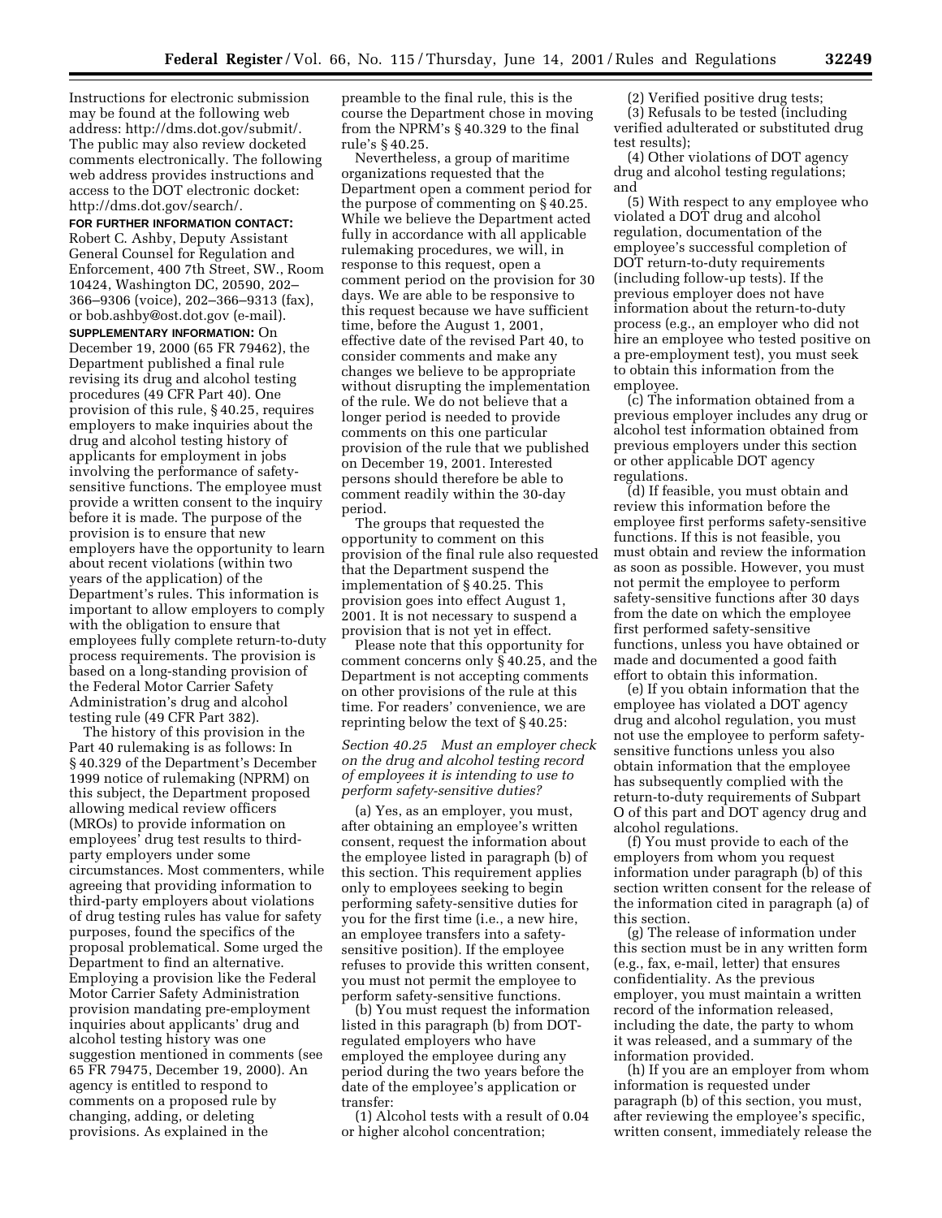Instructions for electronic submission may be found at the following web address: http://dms.dot.gov/submit/. The public may also review docketed comments electronically. The following web address provides instructions and access to the DOT electronic docket: http://dms.dot.gov/search/.

**FOR FURTHER INFORMATION CONTACT:** Robert C. Ashby, Deputy Assistant General Counsel for Regulation and Enforcement, 400 7th Street, SW., Room 10424, Washington DC, 20590, 202–366–9306 (voice), 202–366–9313 (fax), or bob.ashby@ost.dot.gov (e-mail).

**SUPPLEMENTARY INFORMATION:** On December 19, 2000 (65 FR 79462), the Department published a final rule revising its drug and alcohol testing procedures (49 CFR Part 40). One provision of this rule, § 40.25, requires employers to make inquiries about the drug and alcohol testing history of applicants for employment in jobs involving the performance of safety-sensitive functions. The employee must provide a written consent to the inquiry before it is made. The purpose of the provision is to ensure that new employers have the opportunity to learn about recent violations (within two years of the application) of the Department's rules. This information is important to allow employers to comply with the obligation to ensure that employees fully complete return-to-duty process requirements. The provision is based on a long-standing provision of the Federal Motor Carrier Safety Administration's drug and alcohol testing rule (49 CFR Part 382).

The history of this provision in the Part 40 rulemaking is as follows: In § 40.329 of the Department's December 1999 notice of rulemaking (NPRM) on this subject, the Department proposed allowing medical review officers (MROs) to provide information on employees' drug test results to third-party employers under some circumstances. Most commenters, while agreeing that providing information to third-party employers about violations of drug testing rules has value for safety purposes, found the specifics of the proposal problematical. Some urged the Department to find an alternative. Employing a provision like the Federal Motor Carrier Safety Administration provision mandating pre-employment inquiries about applicants' drug and alcohol testing history was one suggestion mentioned in comments (see 65 FR 79475, December 19, 2000). An agency is entitled to respond to comments on a proposed rule by changing, adding, or deleting provisions. As explained in the preamble to the final rule, this is the course the Department chose in moving from the NPRM's § 40.329 to the final rule's § 40.25.

Nevertheless, a group of maritime organizations requested that the Department open a comment period for the purpose of commenting on § 40.25. While we believe the Department acted fully in accordance with all applicable rulemaking procedures, we will, in response to this request, open a comment period on the provision for 30 days. We are able to be responsive to this request because we have sufficient time, before the August 1, 2001, effective date of the revised Part 40, to consider comments and make any changes we believe to be appropriate without disrupting the implementation of the rule. We do not believe that a longer period is needed to provide comments on this one particular provision of the rule that we published on December 19, 2001. Interested persons should therefore be able to comment readily within the 30-day period.

The groups that requested the opportunity to comment on this provision of the final rule also requested that the Department suspend the implementation of § 40.25. This provision goes into effect August 1, 2001. It is not necessary to suspend a provision that is not yet in effect.

Please note that this opportunity for comment concerns only § 40.25, and the Department is not accepting comments on other provisions of the rule at this time. For readers' convenience, we are reprinting below the text of § 40.25:

*Section 40.25 Must an employer check on the drug and alcohol testing record of employees it is intending to use to perform safety-sensitive duties?*

(a) Yes, as an employer, you must, after obtaining an employee's written consent, request the information about the employee listed in paragraph (b) of this section. This requirement applies only to employees seeking to begin performing safety-sensitive duties for you for the first time (i.e., a new hire, an employee transfers into a safety-sensitive position). If the employee refuses to provide this written consent, you must not permit the employee to perform safety-sensitive functions.

(b) You must request the information listed in this paragraph (b) from DOT-regulated employers who have employed the employee during any period during the two years before the date of the employee's application or transfer:

(1) Alcohol tests with a result of 0.04 or higher alcohol concentration;

(2) Verified positive drug tests;

(3) Refusals to be tested (including verified adulterated or substituted drug test results);

(4) Other violations of DOT agency drug and alcohol testing regulations; and

(5) With respect to any employee who violated a DOT drug and alcohol regulation, documentation of the employee's successful completion of DOT return-to-duty requirements (including follow-up tests). If the previous employer does not have information about the return-to-duty process (e.g., an employer who did not hire an employee who tested positive on a pre-employment test), you must seek to obtain this information from the employee.

(c) The information obtained from a previous employer includes any drug or alcohol test information obtained from previous employers under this section or other applicable DOT agency regulations.

(d) If feasible, you must obtain and review this information before the employee first performs safety-sensitive functions. If this is not feasible, you must obtain and review the information as soon as possible. However, you must not permit the employee to perform safety-sensitive functions after 30 days from the date on which the employee first performed safety-sensitive functions, unless you have obtained or made and documented a good faith effort to obtain this information.

(e) If you obtain information that the employee has violated a DOT agency drug and alcohol regulation, you must not use the employee to perform safety-sensitive functions unless you also obtain information that the employee has subsequently complied with the return-to-duty requirements of Subpart O of this part and DOT agency drug and alcohol regulations.

(f) You must provide to each of the employers from whom you request information under paragraph (b) of this section written consent for the release of the information cited in paragraph (a) of this section.

(g) The release of information under this section must be in any written form (e.g., fax, e-mail, letter) that ensures confidentiality. As the previous employer, you must maintain a written record of the information released, including the date, the party to whom it was released, and a summary of the information provided.

(h) If you are an employer from whom information is requested under paragraph (b) of this section, you must, after reviewing the employee's specific, written consent, immediately release the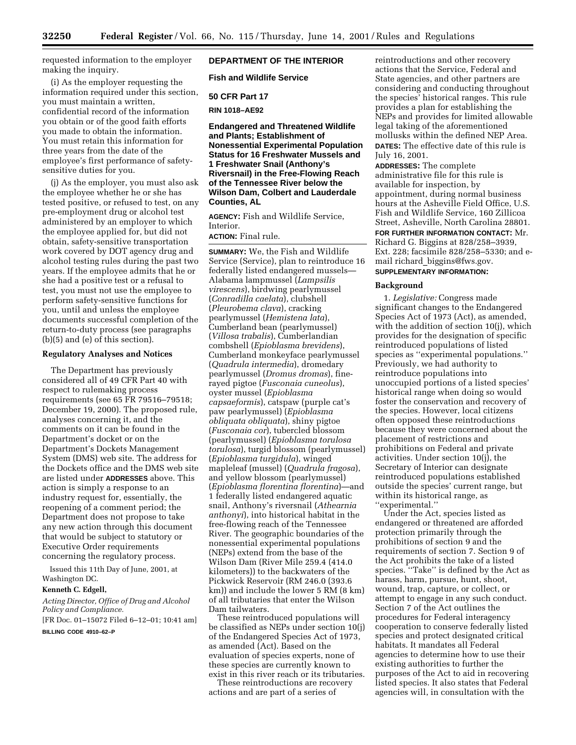requested information to the employer making the inquiry.

(i) As the employer requesting the information required under this section, you must maintain a written, confidential record of the information you obtain or of the good faith efforts you made to obtain the information. You must retain this information for three years from the date of the employee's first performance of safety-sensitive duties for you.

(j) As the employer, you must also ask the employee whether he or she has tested positive, or refused to test, on any pre-employment drug or alcohol test administered by an employer to which the employee applied for, but did not obtain, safety-sensitive transportation work covered by DOT agency drug and alcohol testing rules during the past two years. If the employee admits that he or she had a positive test or a refusal to test, you must not use the employee to perform safety-sensitive functions for you, until and unless the employee documents successful completion of the return-to-duty process (see paragraphs (b)(5) and (e) of this section).

**Regulatory Analyses and Notices**

The Department has previously considered all of 49 CFR Part 40 with respect to rulemaking process requirements (see 65 FR 79516–79518; December 19, 2000). The proposed rule, analyses concerning it, and the comments on it can be found in the Department's docket or on the Department's Dockets Management System (DMS) web site. The address for the Dockets office and the DMS web site are listed under **ADDRESSES** above. This action is simply a response to an industry request for, essentially, the reopening of a comment period; the Department does not propose to take any new action through this document that would be subject to statutory or Executive Order requirements concerning the regulatory process.

Issued this 11th Day of June, 2001, at Washington DC.

**Kenneth C. Edgell,**

*Acting Director, Office of Drug and Alcohol Policy and Compliance.*

[FR Doc. 01–15072 Filed 6–12–01; 10:41 am]

**BILLING CODE 4910–62–P**

**DEPARTMENT OF THE INTERIOR**

**Fish and Wildlife Service**

**50 CFR Part 17**

**RIN 1018–AE92**

**Endangered and Threatened Wildlife and Plants; Establishment of Nonessential Experimental Population Status for 16 Freshwater Mussels and 1 Freshwater Snail (Anthony's Riversnail) in the Free-Flowing Reach of the Tennessee River below the Wilson Dam, Colbert and Lauderdale Counties, AL**

**AGENCY:** Fish and Wildlife Service, Interior.

**ACTION:** Final rule.

**SUMMARY:** We, the Fish and Wildlife Service (Service), plan to reintroduce 16 federally listed endangered mussels—Alabama lampmussel (*Lampsilis virescens*), birdwing pearlymussel (*Conradilla caelata*), clubshell (*Pleurobema clava*), cracking pearlymussel (*Hemistena lata*), Cumberland bean (pearlymussel) (*Villosa trabalis*), Cumberlandian combshell (*Epioblasma brevidens*), Cumberland monkeyface pearlymussel (*Quadrula intermedia*), dromedary pearlymussel (*Dromus dromas*), fine-rayed pigtoe (*Fusconaia cuneolus*), oyster mussel (*Epioblasma capsaeformis*), catspaw (purple cat's paw pearlymussel) (*Epioblasma obliquata obliquata*), shiny pigtoe (*Fusconaia cor*), tubercled blossom (pearlymussel) (*Epioblasma torulosa torulosa*), turgid blossom (pearlymussel) (*Epioblasma turgidula*), winged mapleleaf (mussel) (*Quadrula fragosa*), and yellow blossom (pearlymussel) (*Epioblasma florentina florentina*)—and 1 federally listed endangered aquatic snail, Anthony's riversnail (*Athearnia anthonyi*), into historical habitat in the free-flowing reach of the Tennessee River. The geographic boundaries of the nonessential experimental populations (NEPs) extend from the base of the Wilson Dam (River Mile 259.4 (414.0 kilometers)) to the backwaters of the Pickwick Reservoir (RM 246.0 (393.6 km)) and include the lower 5 RM (8 km) of all tributaries that enter the Wilson Dam tailwaters.

These reintroduced populations will be classified as NEPs under section 10(j) of the Endangered Species Act of 1973, as amended (Act). Based on the evaluation of species experts, none of these species are currently known to exist in this river reach or its tributaries.

These reintroductions are recovery actions and are part of a series of reintroductions and other recovery actions that the Service, Federal and State agencies, and other partners are considering and conducting throughout the species' historical ranges. This rule provides a plan for establishing the NEPs and provides for limited allowable legal taking of the aforementioned mollusks within the defined NEP Area.

**DATES:** The effective date of this rule is July 16, 2001.

**ADDRESSES:** The complete administrative file for this rule is available for inspection, by appointment, during normal business hours at the Asheville Field Office, U.S. Fish and Wildlife Service, 160 Zillicoa Street, Asheville, North Carolina 28801.

**FOR FURTHER INFORMATION CONTACT:** Mr. Richard G. Biggins at 828/258–3939, Ext. 228; facsimile 828/258–5330; and e-mail richard_biggins@fws.gov.

**SUPPLEMENTARY INFORMATION:**

**Background**

1. *Legislative:* Congress made significant changes to the Endangered Species Act of 1973 (Act), as amended, with the addition of section 10(j), which provides for the designation of specific reintroduced populations of listed species as ''experimental populations.'' Previously, we had authority to reintroduce populations into unoccupied portions of a listed species' historical range when doing so would foster the conservation and recovery of the species. However, local citizens often opposed these reintroductions because they were concerned about the placement of restrictions and prohibitions on Federal and private activities. Under section 10(j), the Secretary of Interior can designate reintroduced populations established outside the species' current range, but within its historical range, as ''experimental.''

Under the Act, species listed as endangered or threatened are afforded protection primarily through the prohibitions of section 9 and the requirements of section 7. Section 9 of the Act prohibits the take of a listed species. ''Take'' is defined by the Act as harass, harm, pursue, hunt, shoot, wound, trap, capture, or collect, or attempt to engage in any such conduct. Section 7 of the Act outlines the procedures for Federal interagency cooperation to conserve federally listed species and protect designated critical habitats. It mandates all Federal agencies to determine how to use their existing authorities to further the purposes of the Act to aid in recovering listed species. It also states that Federal agencies will, in consultation with the